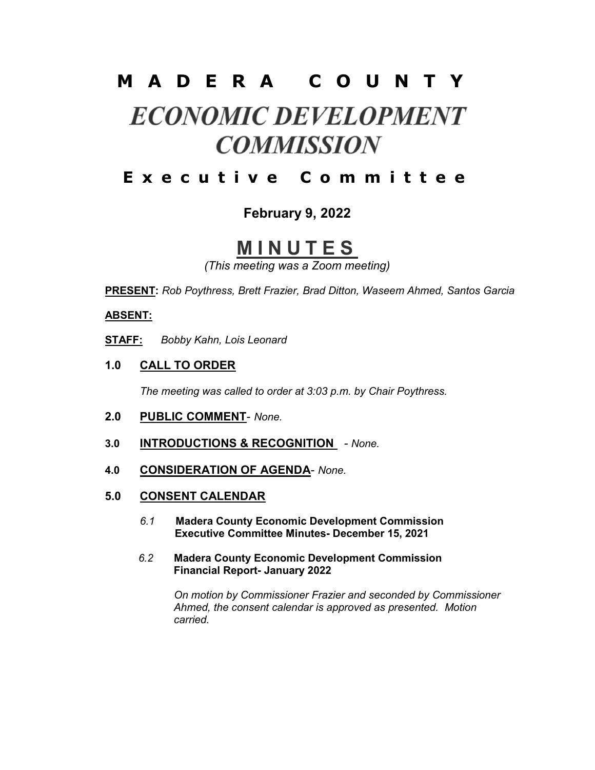# M A D E R A   C O U N T Y

# *ECONOMIC DEVELOPMENT COMMISSION*

## E x e c u t i v e   C o m m i t t e e

**February 9, 2022**

# M I N U T E S

*(This meeting was a Zoom meeting)*

**PRESENT:** *Rob Poythress, Brett Frazier, Brad Ditton, Waseem Ahmed, Santos Garcia*

**ABSENT:**

**STAFF:** *Bobby Kahn, Lois Leonard*

### 1.0 CALL TO ORDER

*The meeting was called to order at 3:03 p.m. by Chair Poythress.*

### 2.0 PUBLIC COMMENT- *None.*

### 3.0 INTRODUCTIONS & RECOGNITION - *None.*

### 4.0 CONSIDERATION OF AGENDA- *None.*

### 5.0 CONSENT CALENDAR

*6.1* **Madera County Economic Development Commission Executive Committee Minutes- December 15, 2021**

*6.2* **Madera County Economic Development Commission Financial Report- January 2022**

*On motion by Commissioner Frazier and seconded by Commissioner Ahmed, the consent calendar is approved as presented. Motion carried.*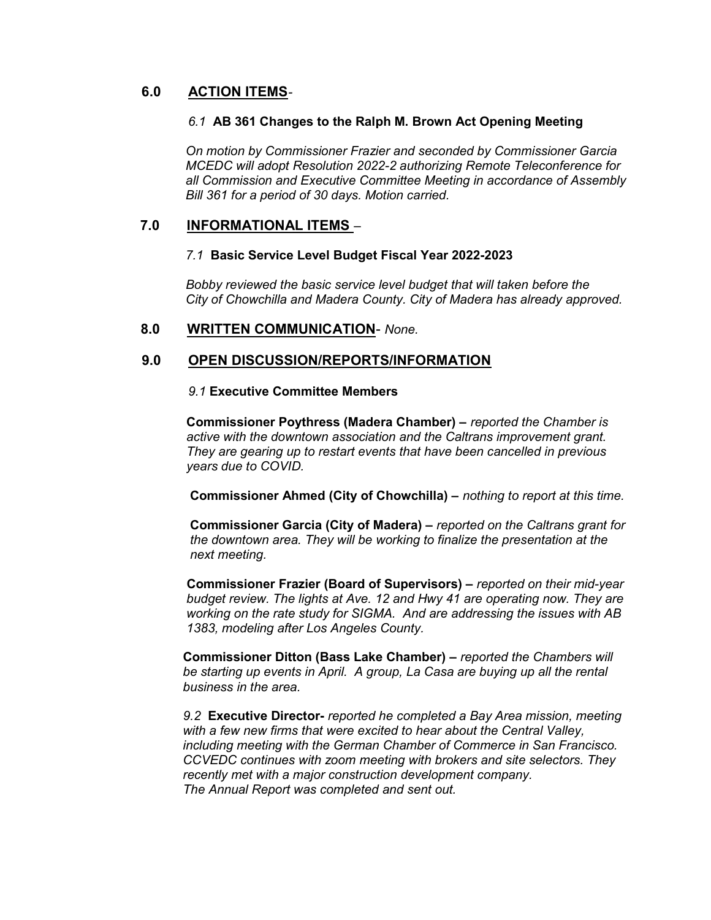## 6.0 ACTION ITEMS-

### *6.1* AB 361 Changes to the Ralph M. Brown Act Opening Meeting

*On motion by Commissioner Frazier and seconded by Commissioner Garcia MCEDC will adopt Resolution 2022-2 authorizing Remote Teleconference for all Commission and Executive Committee Meeting in accordance of Assembly Bill 361 for a period of 30 days. Motion carried.*

## 7.0 INFORMATIONAL ITEMS –

### *7.1* Basic Service Level Budget Fiscal Year 2022-2023

*Bobby reviewed the basic service level budget that will taken before the City of Chowchilla and Madera County. City of Madera has already approved.*

## 8.0 WRITTEN COMMUNICATION- *None.*

## 9.0 OPEN DISCUSSION/REPORTS/INFORMATION

### *9.1* Executive Committee Members

**Commissioner Poythress (Madera Chamber) –** *reported the Chamber is active with the downtown association and the Caltrans improvement grant. They are gearing up to restart events that have been cancelled in previous years due to COVID.*

**Commissioner Ahmed (City of Chowchilla) –** *nothing to report at this time.*

**Commissioner Garcia (City of Madera) –** *reported on the Caltrans grant for the downtown area. They will be working to finalize the presentation at the next meeting.*

**Commissioner Frazier (Board of Supervisors) –** *reported on their mid-year budget review. The lights at Ave. 12 and Hwy 41 are operating now. They are working on the rate study for SIGMA. And are addressing the issues with AB 1383, modeling after Los Angeles County.*

**Commissioner Ditton (Bass Lake Chamber) –** *reported the Chambers will be starting up events in April. A group, La Casa are buying up all the rental business in the area.*

*9.2* **Executive Director-** *reported he completed a Bay Area mission, meeting with a few new firms that were excited to hear about the Central Valley, including meeting with the German Chamber of Commerce in San Francisco. CCVEDC continues with zoom meeting with brokers and site selectors. They recently met with a major construction development company.*
*The Annual Report was completed and sent out.*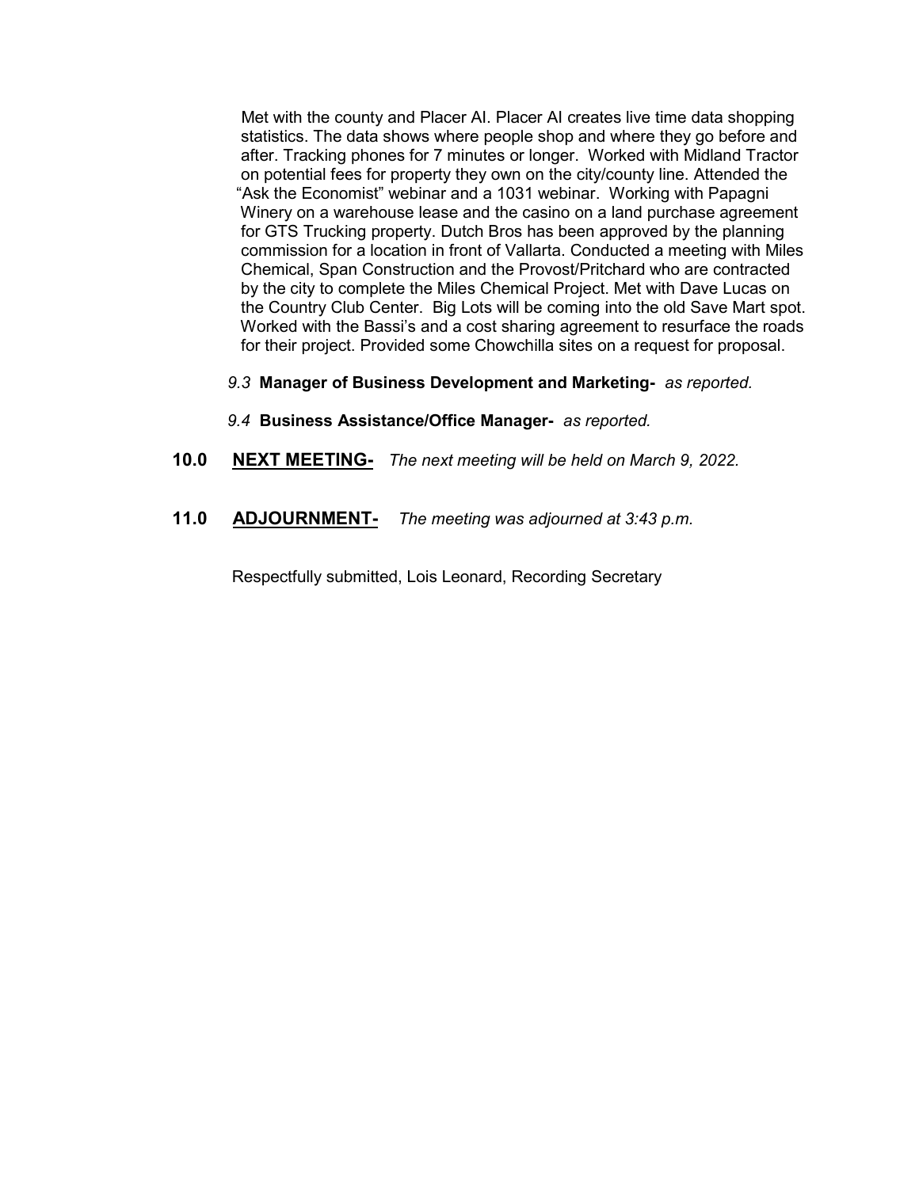Met with the county and Placer AI. Placer AI creates live time data shopping statistics. The data shows where people shop and where they go before and after. Tracking phones for 7 minutes or longer. Worked with Midland Tractor on potential fees for property they own on the city/county line. Attended the "Ask the Economist" webinar and a 1031 webinar. Working with Papagni Winery on a warehouse lease and the casino on a land purchase agreement for GTS Trucking property. Dutch Bros has been approved by the planning commission for a location in front of Vallarta. Conducted a meeting with Miles Chemical, Span Construction and the Provost/Pritchard who are contracted by the city to complete the Miles Chemical Project. Met with Dave Lucas on the Country Club Center. Big Lots will be coming into the old Save Mart spot. Worked with the Bassi's and a cost sharing agreement to resurface the roads for their project. Provided some Chowchilla sites on a request for proposal.

*9.3* **Manager of Business Development and Marketing-** *as reported.*

*9.4* **Business Assistance/Office Manager-** *as reported.*

**10.0 NEXT MEETING-** *The next meeting will be held on March 9, 2022.*

**11.0 ADJOURNMENT-** *The meeting was adjourned at 3:43 p.m.*

Respectfully submitted, Lois Leonard, Recording Secretary